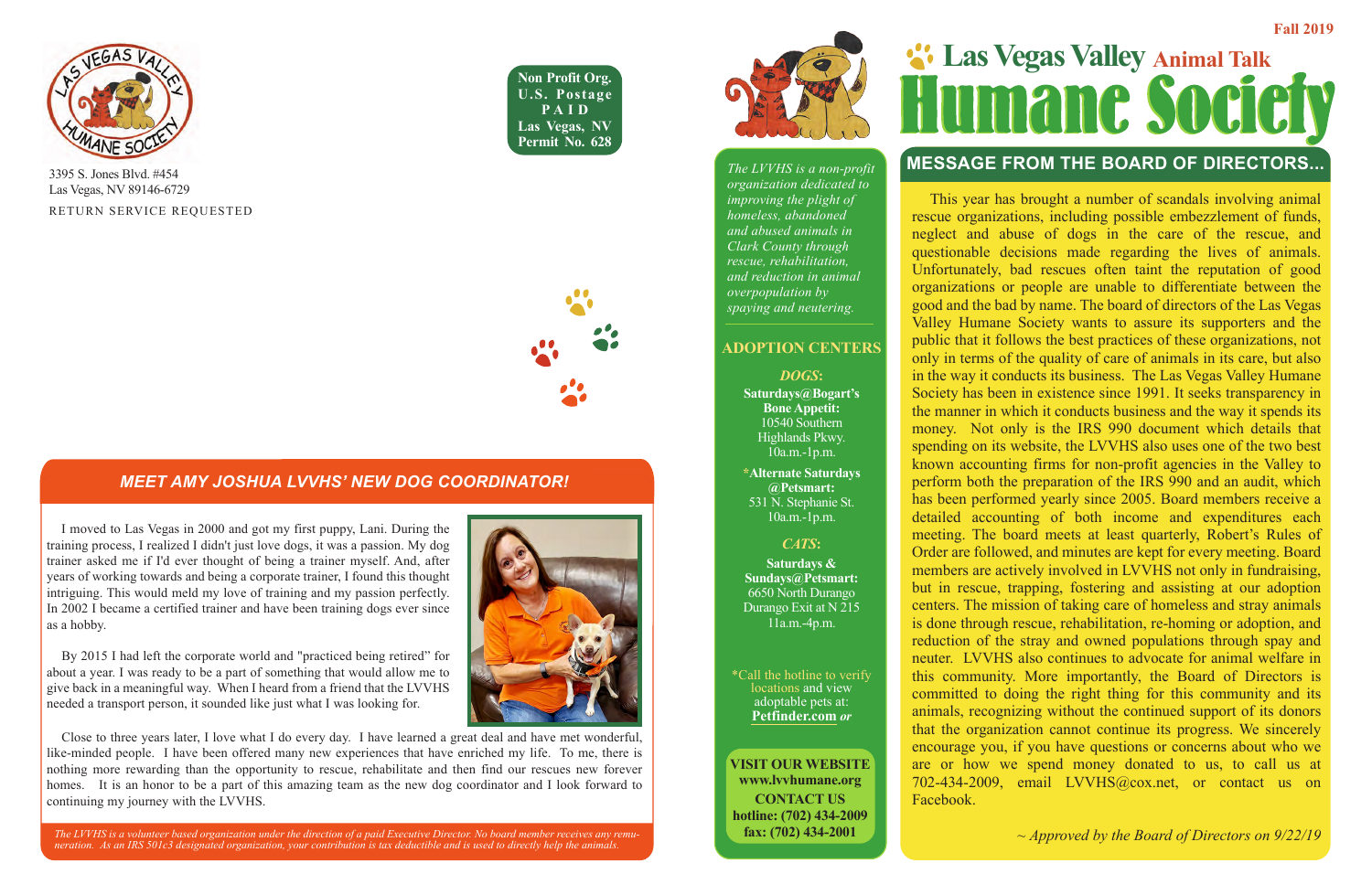3395 S. Jones Blvd. #454
Las Vegas, NV 89146-6729

RETURN SERVICE REQUESTED

**Non Profit Org.**
**U.S. Postage**
**PAID**
**Las Vegas, NV**
**Permit No. 628**

Fall 2019

# Las Vegas Valley Humane Society Animal Talk

*The LVVHS is a non-profit organization dedicated to improving the plight of homeless, abandoned and abused animals in Clark County through rescue, rehabilitation, and reduction in animal overpopulation by spaying and neutering.*

## ADOPTION CENTERS

***DOGS*:**

**Saturdays@Bogart's Bone Appetit:**
10540 Southern Highlands Pkwy.
10a.m.-1p.m.

**\*Alternate Saturdays @Petsmart:**
531 N. Stephanie St.
10a.m.-1p.m.

***CATS*:**

**Saturdays & Sundays@Petsmart:**
6650 North Durango
Durango Exit at N 215
11a.m.-4p.m.

*Call the hotline to verify locations and view adoptable pets at: **Petfinder.com** *or*

**VISIT OUR WEBSITE**
**www.lvvhumane.org**
**CONTACT US**
**hotline: (702) 434-2009**
**fax: (702) 434-2001**

## MESSAGE FROM THE BOARD OF DIRECTORS...

This year has brought a number of scandals involving animal rescue organizations, including possible embezzlement of funds, neglect and abuse of dogs in the care of the rescue, and questionable decisions made regarding the lives of animals. Unfortunately, bad rescues often taint the reputation of good organizations or people are unable to differentiate between the good and the bad by name. The board of directors of the Las Vegas Valley Humane Society wants to assure its supporters and the public that it follows the best practices of these organizations, not only in terms of the quality of care of animals in its care, but also in the way it conducts its business. The Las Vegas Valley Humane Society has been in existence since 1991. It seeks transparency in the manner in which it conducts business and the way it spends its money. Not only is the IRS 990 document which details that spending on its website, the LVVHS also uses one of the two best known accounting firms for non-profit agencies in the Valley to perform both the preparation of the IRS 990 and an audit, which has been performed yearly since 2005. Board members receive a detailed accounting of both income and expenditures each meeting. The board meets at least quarterly, Robert's Rules of Order are followed, and minutes are kept for every meeting. Board members are actively involved in LVVHS not only in fundraising, but in rescue, trapping, fostering and assisting at our adoption centers. The mission of taking care of homeless and stray animals is done through rescue, rehabilitation, re-homing or adoption, and reduction of the stray and owned populations through spay and neuter. LVVHS also continues to advocate for animal welfare in this community. More importantly, the Board of Directors is committed to doing the right thing for this community and its animals, recognizing without the continued support of its donors that the organization cannot continue its progress. We sincerely encourage you, if you have questions or concerns about who we are or how we spend money donated to us, to call us at 702-434-2009, email LVVHS@cox.net, or contact us on Facebook.

*~ Approved by the Board of Directors on 9/22/19*

## MEET AMY JOSHUA LVVHS' NEW DOG COORDINATOR!

I moved to Las Vegas in 2000 and got my first puppy, Lani. During the training process, I realized I didn't just love dogs, it was a passion. My dog trainer asked me if I'd ever thought of being a trainer myself. And, after years of working towards and being a corporate trainer, I found this thought intriguing. This would meld my love of training and my passion perfectly. In 2002 I became a certified trainer and have been training dogs ever since as a hobby.

By 2015 I had left the corporate world and "practiced being retired" for about a year. I was ready to be a part of something that would allow me to give back in a meaningful way. When I heard from a friend that the LVVHS needed a transport person, it sounded like just what I was looking for.

Close to three years later, I love what I do every day. I have learned a great deal and have met wonderful, like-minded people. I have been offered many new experiences that have enriched my life. To me, there is nothing more rewarding than the opportunity to rescue, rehabilitate and then find our rescues new forever homes. It is an honor to be a part of this amazing team as the new dog coordinator and I look forward to continuing my journey with the LVVHS.

*The LVVHS is a volunteer based organization under the direction of a paid Executive Director. No board member receives any remuneration. As an IRS 501c3 designated organization, your contribution is tax deductible and is used to directly help the animals.*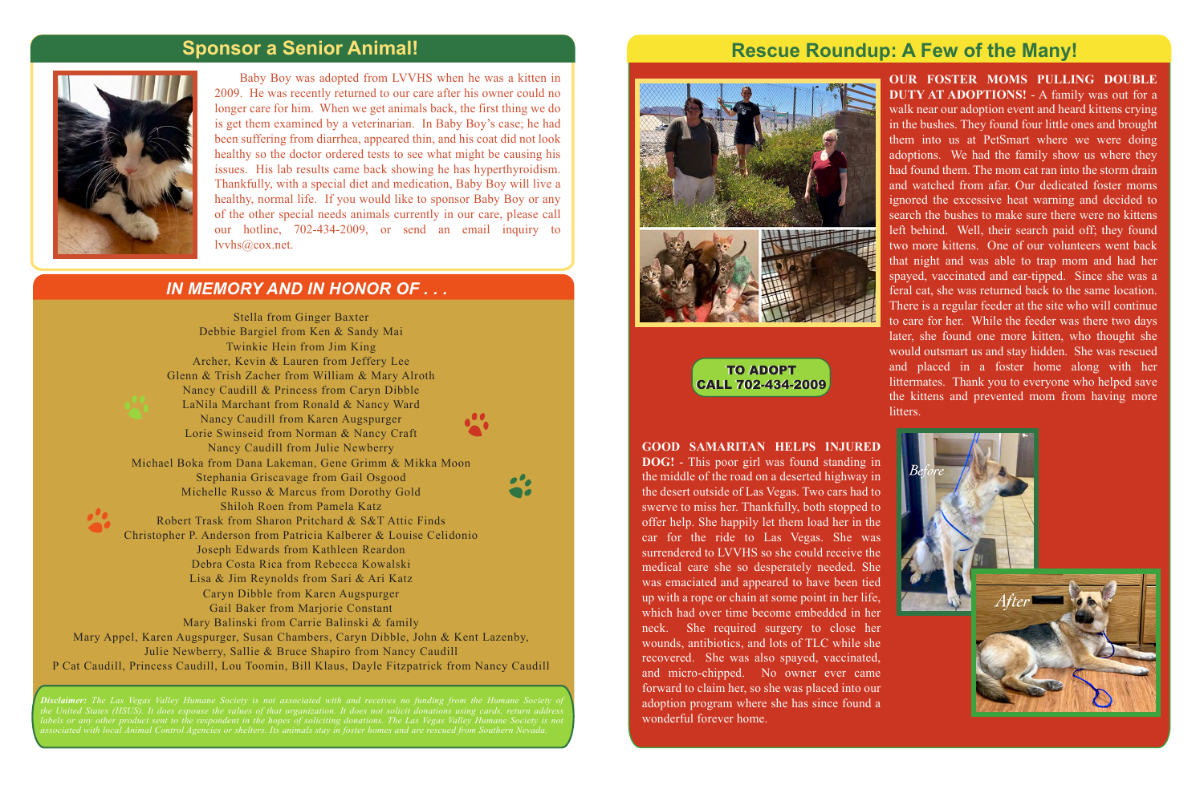## Sponsor a Senior Animal!

Baby Boy was adopted from LVVHS when he was a kitten in 2009. He was recently returned to our care after his owner could no longer care for him. When we get animals back, the first thing we do is get them examined by a veterinarian. In Baby Boy's case; he had been suffering from diarrhea, appeared thin, and his coat did not look healthy so the doctor ordered tests to see what might be causing his issues. His lab results came back showing he has hyperthyroidism. Thankfully, with a special diet and medication, Baby Boy will live a healthy, normal life. If you would like to sponsor Baby Boy or any of the other special needs animals currently in our care, please call our hotline, 702-434-2009, or send an email inquiry to lvvhs@cox.net.

## *IN MEMORY AND IN HONOR OF . . .*

Stella from Ginger Baxter
Debbie Bargiel from Ken & Sandy Mai
Twinkie Hein from Jim King
Archer, Kevin & Lauren from Jeffery Lee
Glenn & Trish Zacher from William & Mary Alroth
Nancy Caudill & Princess from Caryn Dibble
LaNila Marchant from Ronald & Nancy Ward
Nancy Caudill from Karen Augspurger
Lorie Swinseid from Norman & Nancy Craft
Nancy Caudill from Julie Newberry
Michael Boka from Dana Lakeman, Gene Grimm & Mikka Moon
Stephania Griscavage from Gail Osgood
Michelle Russo & Marcus from Dorothy Gold
Shiloh Roen from Pamela Katz
Robert Trask from Sharon Pritchard & S&T Attic Finds
Christopher P. Anderson from Patricia Kalberer & Louise Celidonio
Joseph Edwards from Kathleen Reardon
Debra Costa Rica from Rebecca Kowalski
Lisa & Jim Reynolds from Sari & Ari Katz
Caryn Dibble from Karen Augspurger
Gail Baker from Marjorie Constant
Mary Balinski from Carrie Balinski & family
Mary Appel, Karen Augspurger, Susan Chambers, Caryn Dibble, John & Kent Lazenby,
Julie Newberry, Sallie & Bruce Shapiro from Nancy Caudill
P Cat Caudill, Princess Caudill, Lou Toomin, Bill Klaus, Dayle Fitzpatrick from Nancy Caudill

***Disclaimer:*** *The Las Vegas Valley Humane Society is not associated with and receives no funding from the Humane Society of the United States (HSUS). It does espouse the values of that organization. It does not solicit donations using cards, return address labels or any other product sent to the respondent in the hopes of soliciting donations. The Las Vegas Valley Humane Society is not associated with local Animal Control Agencies or shelters. Its animals stay in foster homes and are rescued from Southern Nevada.*

## Rescue Roundup: A Few of the Many!

**OUR FOSTER MOMS PULLING DOUBLE DUTY AT ADOPTIONS!** - A family was out for a walk near our adoption event and heard kittens crying in the bushes. They found four little ones and brought them into us at PetSmart where we were doing adoptions. We had the family show us where they had found them. The mom cat ran into the storm drain and watched from afar. Our dedicated foster moms ignored the excessive heat warning and decided to search the bushes to make sure there were no kittens left behind. Well, their search paid off; they found two more kittens. One of our volunteers went back that night and was able to trap mom and had her spayed, vaccinated and ear-tipped. Since she was a feral cat, she was returned back to the same location. There is a regular feeder at the site who will continue to care for her. While the feeder was there two days later, she found one more kitten, who thought she would outsmart us and stay hidden. She was rescued and placed in a foster home along with her littermates. Thank you to everyone who helped save the kittens and prevented mom from having more litters.

**TO ADOPT CALL 702-434-2009**

**GOOD SAMARITAN HELPS INJURED DOG!** - This poor girl was found standing in the middle of the road on a deserted highway in the desert outside of Las Vegas. Two cars had to swerve to miss her. Thankfully, both stopped to offer help. She happily let them load her in the car for the ride to Las Vegas. She was surrendered to LVVHS so she could receive the medical care she so desperately needed. She was emaciated and appeared to have been tied up with a rope or chain at some point in her life, which had over time become embedded in her neck. She required surgery to close her wounds, antibiotics, and lots of TLC while she recovered. She was also spayed, vaccinated, and micro-chipped. No owner ever came forward to claim her, so she was placed into our adoption program where she has since found a wonderful forever home.

*Before*

*After*